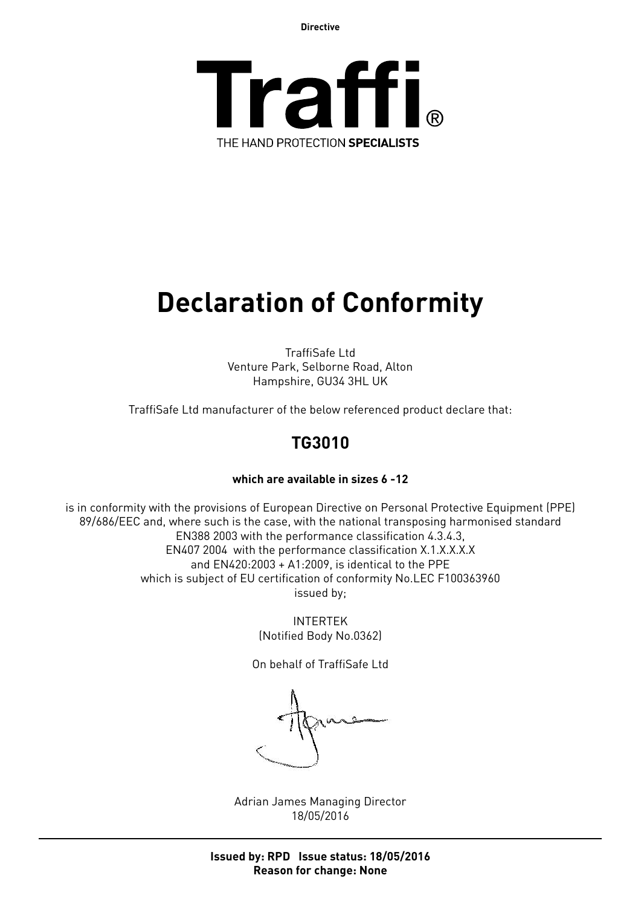Directive

**Traffi®**

THE HAND PROTECTION **SPECIALISTS**

# Declaration of Conformity

TraffiSafe Ltd
Venture Park, Selborne Road, Alton
Hampshire, GU34 3HL UK

TraffiSafe Ltd manufacturer of the below referenced product declare that:

## TG3010

**which are available in sizes 6 -12**

is in conformity with the provisions of European Directive on Personal Protective Equipment (PPE) 89/686/EEC and, where such is the case, with the national transposing harmonised standard EN388 2003 with the performance classification 4.3.4.3, EN407 2004 with the performance classification X.1.X.X.X.X and EN420:2003 + A1:2009, is identical to the PPE which is subject of EU certification of conformity No.LEC F100363960 issued by;

INTERTEK
(Notified Body No.0362)

On behalf of TraffiSafe Ltd

Adrian James Managing Director
18/05/2016

---

**Issued by: RPD Issue status: 18/05/2016**
**Reason for change: None**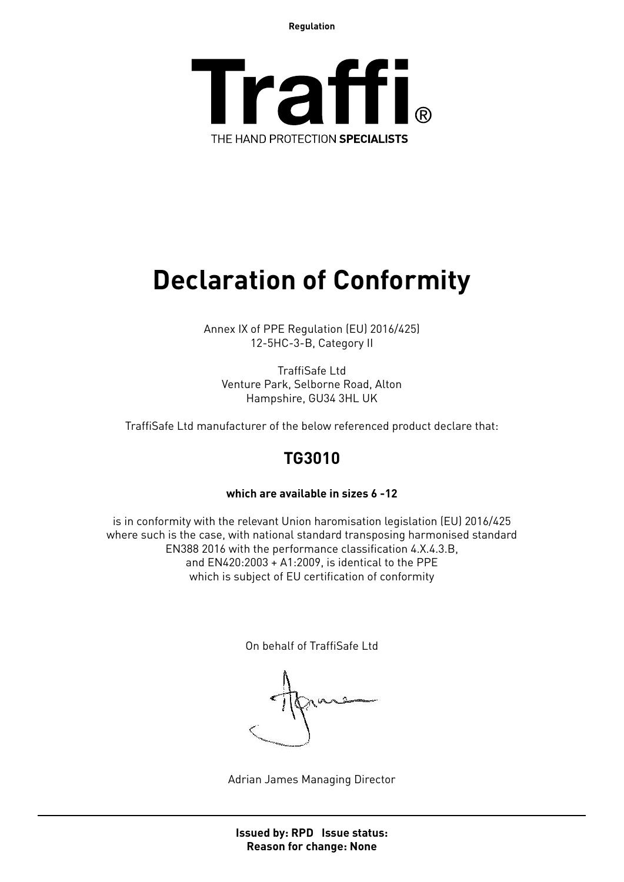Regulation

Traffi®

THE HAND PROTECTION **SPECIALISTS**

# Declaration of Conformity

Annex IX of PPE Regulation (EU) 2016/425)
12-5HC-3-B, Category II

TraffiSafe Ltd
Venture Park, Selborne Road, Alton
Hampshire, GU34 3HL UK

TraffiSafe Ltd manufacturer of the below referenced product declare that:

## TG3010

**which are available in sizes 6 -12**

is in conformity with the relevant Union haromisation legislation (EU) 2016/425
where such is the case, with national standard transposing harmonised standard
EN388 2016 with the performance classification 4.X.4.3.B,
and EN420:2003 + A1:2009, is identical to the PPE
which is subject of EU certification of conformity

On behalf of TraffiSafe Ltd

Adrian James Managing Director

**Issued by: RPD Issue status:**
**Reason for change: None**